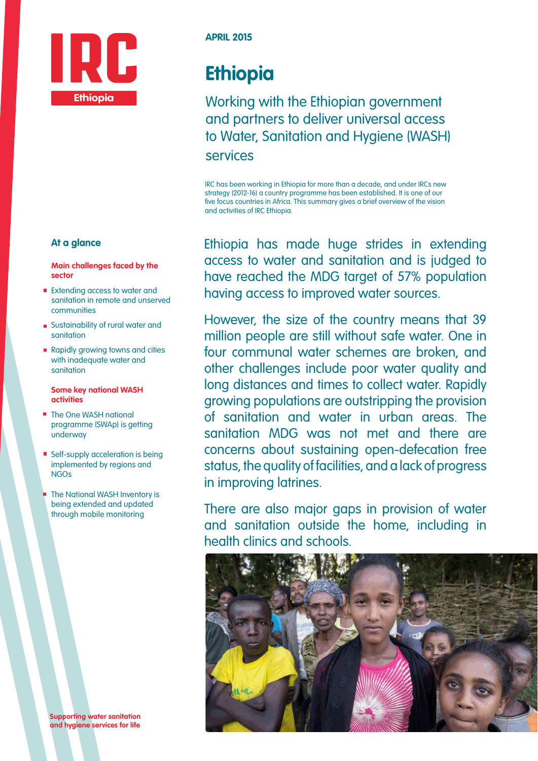IRC

Ethiopia

APRIL 2015

# Ethiopia

## Working with the Ethiopian government and partners to deliver universal access to Water, Sanitation and Hygiene (WASH) services

IRC has been working in Ethiopia for more than a decade, and under IRCs new strategy (2012-16) a country programme has been established. It is one of our five focus countries in Africa. This summary gives a brief overview of the vision and activities of IRC Ethiopia.

Ethiopia has made huge strides in extending access to water and sanitation and is judged to have reached the MDG target of 57% population having access to improved water sources.

However, the size of the country means that 39 million people are still without safe water. One in four communal water schemes are broken, and other challenges include poor water quality and long distances and times to collect water. Rapidly growing populations are outstripping the provision of sanitation and water in urban areas. The sanitation MDG was not met and there are concerns about sustaining open-defecation free status, the quality of facilities, and a lack of progress in improving latrines.

There are also major gaps in provision of water and sanitation outside the home, including in health clinics and schools.

### At a glance

**Main challenges faced by the sector**

- Extending access to water and sanitation in remote and unserved communities
- Sustainability of rural water and sanitation
- Rapidly growing towns and cities with inadequate water and sanitation

**Some key national WASH activities**

- The One WASH national programme (SWAp) is getting underway
- Self-supply acceleration is being implemented by regions and NGOs
- The National WASH Inventory is being extended and updated through mobile monitoring

**Supporting water sanitation and hygiene services for life**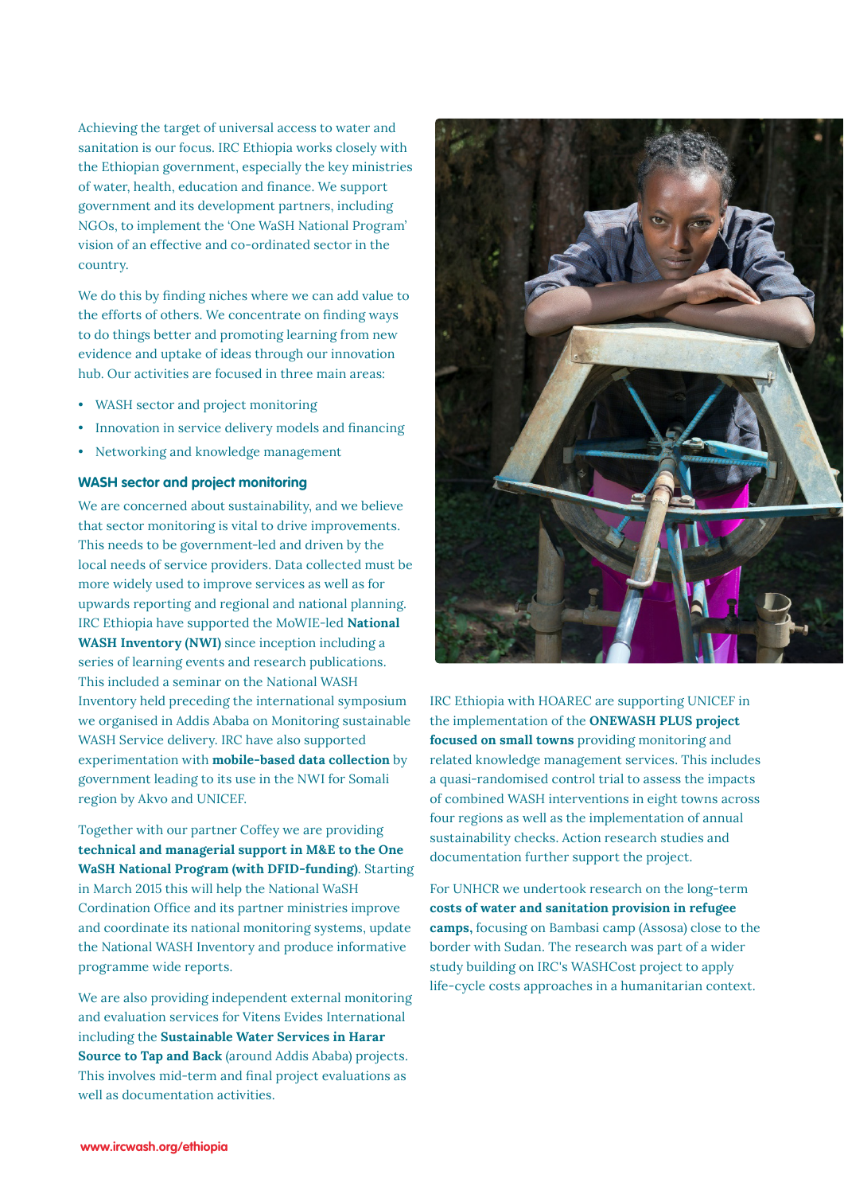Achieving the target of universal access to water and sanitation is our focus. IRC Ethiopia works closely with the Ethiopian government, especially the key ministries of water, health, education and finance. We support government and its development partners, including NGOs, to implement the 'One WaSH National Program' vision of an effective and co-ordinated sector in the country.

We do this by finding niches where we can add value to the efforts of others. We concentrate on finding ways to do things better and promoting learning from new evidence and uptake of ideas through our innovation hub. Our activities are focused in three main areas:

- WASH sector and project monitoring
- Innovation in service delivery models and financing
- Networking and knowledge management

### WASH sector and project monitoring

We are concerned about sustainability, and we believe that sector monitoring is vital to drive improvements. This needs to be government-led and driven by the local needs of service providers. Data collected must be more widely used to improve services as well as for upwards reporting and regional and national planning. IRC Ethiopia have supported the MoWIE-led **National WASH Inventory (NWI)** since inception including a series of learning events and research publications. This included a seminar on the National WASH Inventory held preceding the international symposium we organised in Addis Ababa on Monitoring sustainable WASH Service delivery. IRC have also supported experimentation with **mobile-based data collection** by government leading to its use in the NWI for Somali region by Akvo and UNICEF.

Together with our partner Coffey we are providing **technical and managerial support in M&E to the One WaSH National Program (with DFID-funding)**. Starting in March 2015 this will help the National WaSH Cordination Office and its partner ministries improve and coordinate its national monitoring systems, update the National WASH Inventory and produce informative programme wide reports.

We are also providing independent external monitoring and evaluation services for Vitens Evides International including the **Sustainable Water Services in Harar Source to Tap and Back** (around Addis Ababa) projects. This involves mid-term and final project evaluations as well as documentation activities.

IRC Ethiopia with HOAREC are supporting UNICEF in the implementation of the **ONEWASH PLUS project focused on small towns** providing monitoring and related knowledge management services. This includes a quasi-randomised control trial to assess the impacts of combined WASH interventions in eight towns across four regions as well as the implementation of annual sustainability checks. Action research studies and documentation further support the project.

For UNHCR we undertook research on the long-term **costs of water and sanitation provision in refugee camps,** focusing on Bambasi camp (Assosa) close to the border with Sudan. The research was part of a wider study building on IRC's WASHCost project to apply life-cycle costs approaches in a humanitarian context.

www.ircwash.org/ethiopia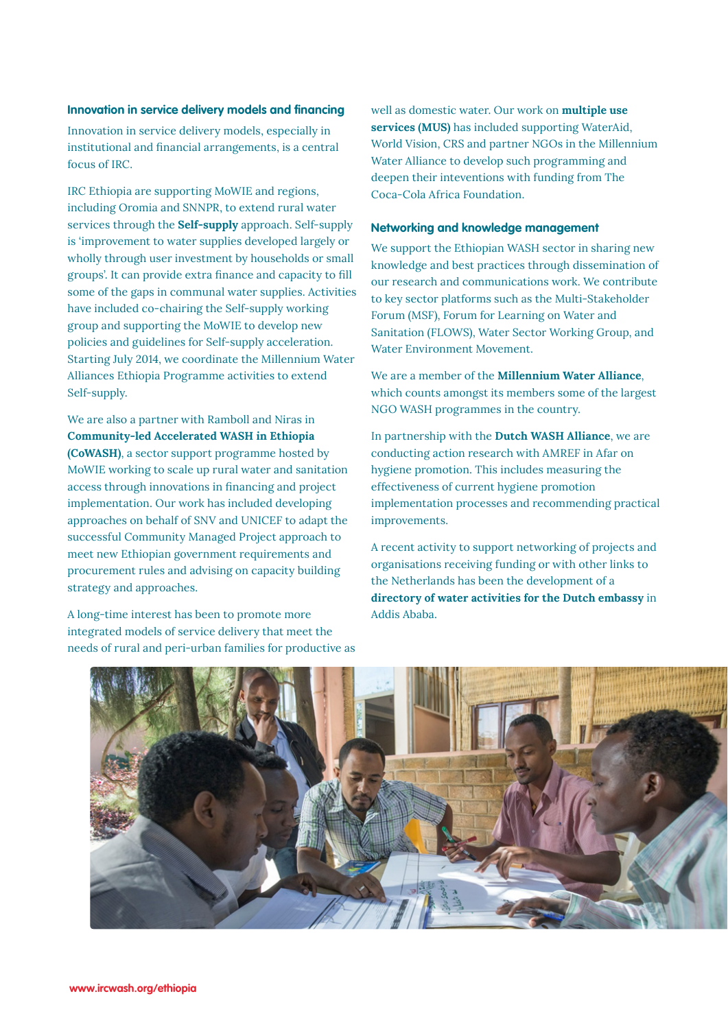## Innovation in service delivery models and financing

Innovation in service delivery models, especially in institutional and financial arrangements, is a central focus of IRC.

IRC Ethiopia are supporting MoWIE and regions, including Oromia and SNNPR, to extend rural water services through the **Self-supply** approach. Self-supply is 'improvement to water supplies developed largely or wholly through user investment by households or small groups'. It can provide extra finance and capacity to fill some of the gaps in communal water supplies. Activities have included co-chairing the Self-supply working group and supporting the MoWIE to develop new policies and guidelines for Self-supply acceleration. Starting July 2014, we coordinate the Millennium Water Alliances Ethiopia Programme activities to extend Self-supply.

We are also a partner with Ramboll and Niras in **Community-led Accelerated WASH in Ethiopia (CoWASH)**, a sector support programme hosted by MoWIE working to scale up rural water and sanitation access through innovations in financing and project implementation. Our work has included developing approaches on behalf of SNV and UNICEF to adapt the successful Community Managed Project approach to meet new Ethiopian government requirements and procurement rules and advising on capacity building strategy and approaches.

A long-time interest has been to promote more integrated models of service delivery that meet the needs of rural and peri-urban families for productive as well as domestic water. Our work on **multiple use services (MUS)** has included supporting WaterAid, World Vision, CRS and partner NGOs in the Millennium Water Alliance to develop such programming and deepen their inteventions with funding from The Coca-Cola Africa Foundation.

## Networking and knowledge management

We support the Ethiopian WASH sector in sharing new knowledge and best practices through dissemination of our research and communications work. We contribute to key sector platforms such as the Multi-Stakeholder Forum (MSF), Forum for Learning on Water and Sanitation (FLOWS), Water Sector Working Group, and Water Environment Movement.

We are a member of the **Millennium Water Alliance**, which counts amongst its members some of the largest NGO WASH programmes in the country.

In partnership with the **Dutch WASH Alliance**, we are conducting action research with AMREF in Afar on hygiene promotion. This includes measuring the effectiveness of current hygiene promotion implementation processes and recommending practical improvements.

A recent activity to support networking of projects and organisations receiving funding or with other links to the Netherlands has been the development of a **directory of water activities for the Dutch embassy** in Addis Ababa.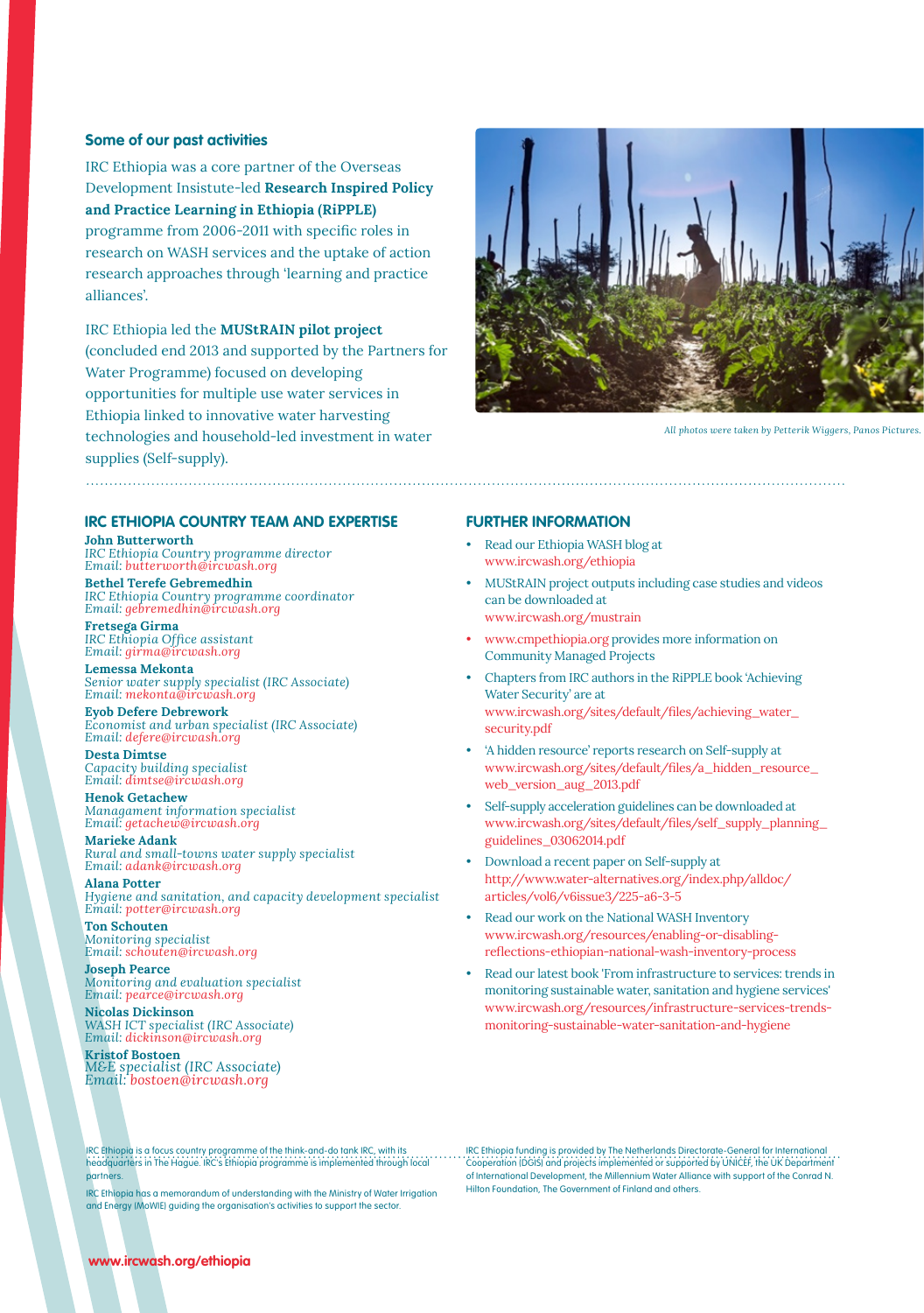### Some of our past activities

IRC Ethiopia was a core partner of the Overseas Development Insistute-led **Research Inspired Policy and Practice Learning in Ethiopia (RiPPLE)** programme from 2006-2011 with specific roles in research on WASH services and the uptake of action research approaches through 'learning and practice alliances'.

IRC Ethiopia led the **MUStRAIN pilot project** (concluded end 2013 and supported by the Partners for Water Programme) focused on developing opportunities for multiple use water services in Ethiopia linked to innovative water harvesting technologies and household-led investment in water supplies (Self-supply).

*All photos were taken by Petterik Wiggers, Panos Pictures.*

## IRC ETHIOPIA COUNTRY TEAM AND EXPERTISE

**John Butterworth**
*IRC Ethiopia Country programme director*
*Email: butterworth@ircwash.org*

**Bethel Terefe Gebremedhin**
*IRC Ethiopia Country programme coordinator*
*Email: gebremedhin@ircwash.org*

**Fretsega Girma**
*IRC Ethiopia Office assistant*
*Email: girma@ircwash.org*

**Lemessa Mekonta**
*Senior water supply specialist (IRC Associate)*
*Email: mekonta@ircwash.org*

**Eyob Defere Debrework**
*Economist and urban specialist (IRC Associate)*
*Email: defere@ircwash.org*

**Desta Dimtse**
*Capacity building specialist*
*Email: dimtse@ircwash.org*

**Henok Getachew**
*Managament information specialist*
*Email: getachew@ircwash.org*

**Marieke Adank**
*Rural and small-towns water supply specialist*
*Email: adank@ircwash.org*

**Alana Potter**
*Hygiene and sanitation, and capacity development specialist*
*Email: potter@ircwash.org*

**Ton Schouten**
*Monitoring specialist*
*Email: schouten@ircwash.org*

**Joseph Pearce**
*Monitoring and evaluation specialist*
*Email: pearce@ircwash.org*

**Nicolas Dickinson**
*WASH ICT specialist (IRC Associate)*
*Email: dickinson@ircwash.org*

**Kristof Bostoen**
*M&E specialist (IRC Associate)*
*Email: bostoen@ircwash.org*

## FURTHER INFORMATION

- Read our Ethiopia WASH blog at www.ircwash.org/ethiopia
- MUStRAIN project outputs including case studies and videos can be downloaded at www.ircwash.org/mustrain
- www.cmpethiopia.org provides more information on Community Managed Projects
- Chapters from IRC authors in the RiPPLE book 'Achieving Water Security' are at www.ircwash.org/sites/default/files/achieving_water_security.pdf
- 'A hidden resource' reports research on Self-supply at www.ircwash.org/sites/default/files/a_hidden_resource_web_version_aug_2013.pdf
- Self-supply acceleration guidelines can be downloaded at www.ircwash.org/sites/default/files/self_supply_planning_guidelines_03062014.pdf
- Download a recent paper on Self-supply at http://www.water-alternatives.org/index.php/alldoc/articles/vol6/v6issue3/225-a6-3-5
- Read our work on the National WASH Inventory www.ircwash.org/resources/enabling-or-disabling-reflections-ethiopian-national-wash-inventory-process
- Read our latest book 'From infrastructure to services: trends in monitoring sustainable water, sanitation and hygiene services' www.ircwash.org/resources/infrastructure-services-trends-monitoring-sustainable-water-sanitation-and-hygiene

IRC Ethiopia is a focus country programme of the think-and-do tank IRC, with its headquarters in The Hague. IRC's Ethiopia programme is implemented through local partners.

IRC Ethiopia has a memorandum of understanding with the Ministry of Water Irrigation and Energy (MoWIE) guiding the organisation's activities to support the sector.

IRC Ethiopia funding is provided by The Netherlands Directorate-General for International Cooperation (DGIS) and projects implemented or supported by UNICEF, the UK Department of International Development, the Millennium Water Alliance with support of the Conrad N. Hilton Foundation, The Government of Finland and others.

**www.ircwash.org/ethiopia**